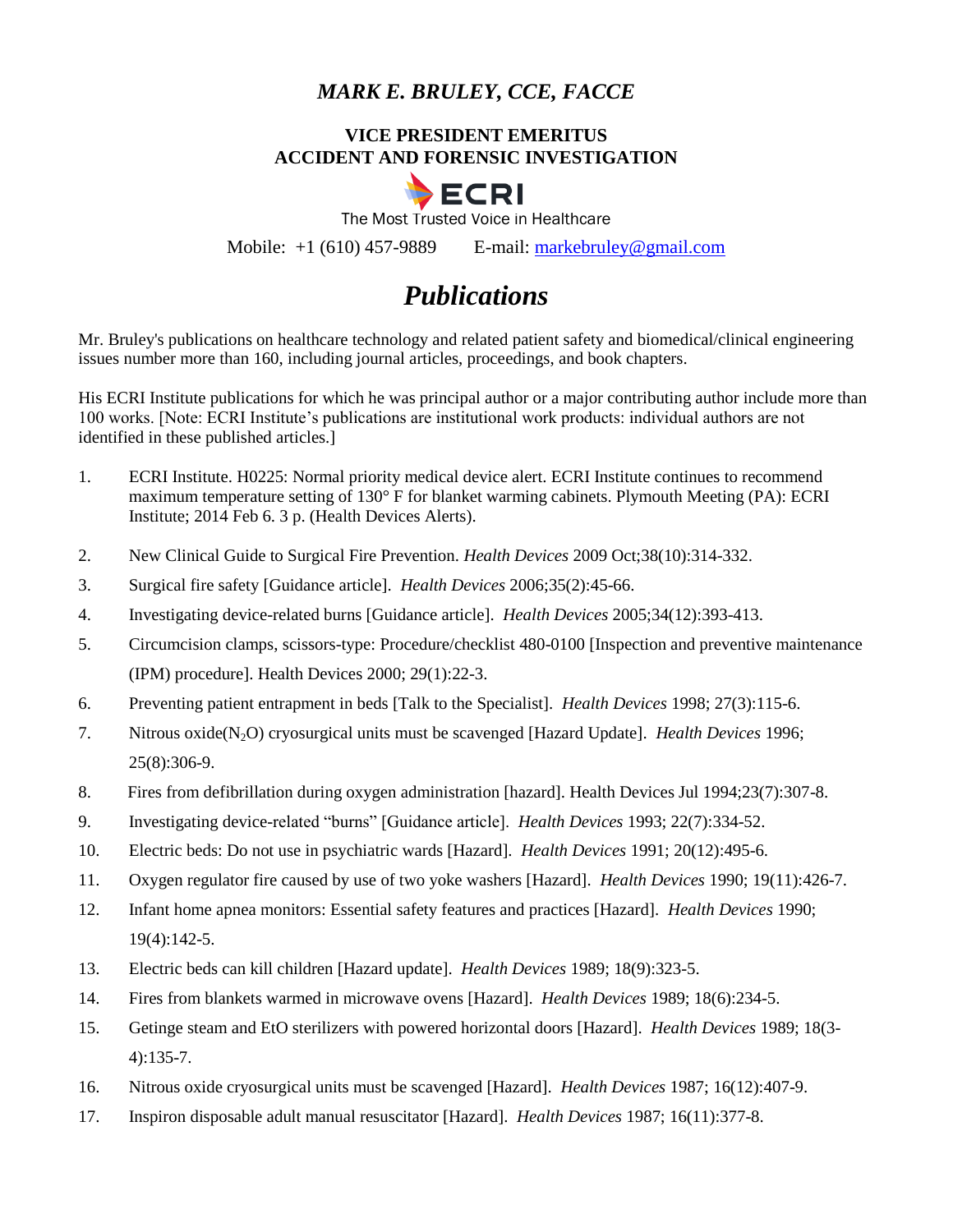# *MARK E. BRULEY, CCE, FACCE*

**VICE PRESIDENT EMERITUS**
**ACCIDENT AND FORENSIC INVESTIGATION**

ECRI
The Most Trusted Voice in Healthcare

Mobile: +1 (610) 457-9889 E-mail: markebruley@gmail.com

# *Publications*

Mr. Bruley's publications on healthcare technology and related patient safety and biomedical/clinical engineering issues number more than 160, including journal articles, proceedings, and book chapters.

His ECRI Institute publications for which he was principal author or a major contributing author include more than 100 works. [Note: ECRI Institute's publications are institutional work products: individual authors are not identified in these published articles.]

1. ECRI Institute. H0225: Normal priority medical device alert. ECRI Institute continues to recommend maximum temperature setting of 130° F for blanket warming cabinets. Plymouth Meeting (PA): ECRI Institute; 2014 Feb 6. 3 p. (Health Devices Alerts).
2. New Clinical Guide to Surgical Fire Prevention. *Health Devices* 2009 Oct;38(10):314-332.
3. Surgical fire safety [Guidance article]. *Health Devices* 2006;35(2):45-66.
4. Investigating device-related burns [Guidance article]. *Health Devices* 2005;34(12):393-413.
5. Circumcision clamps, scissors-type: Procedure/checklist 480-0100 [Inspection and preventive maintenance (IPM) procedure]. Health Devices 2000; 29(1):22-3.
6. Preventing patient entrapment in beds [Talk to the Specialist]. *Health Devices* 1998; 27(3):115-6.
7. Nitrous oxide($N_2O$) cryosurgical units must be scavenged [Hazard Update]. *Health Devices* 1996; 25(8):306-9.
8. Fires from defibrillation during oxygen administration [hazard]. Health Devices Jul 1994;23(7):307-8.
9. Investigating device-related "burns" [Guidance article]. *Health Devices* 1993; 22(7):334-52.
10. Electric beds: Do not use in psychiatric wards [Hazard]. *Health Devices* 1991; 20(12):495-6.
11. Oxygen regulator fire caused by use of two yoke washers [Hazard]. *Health Devices* 1990; 19(11):426-7.
12. Infant home apnea monitors: Essential safety features and practices [Hazard]. *Health Devices* 1990; 19(4):142-5.
13. Electric beds can kill children [Hazard update]. *Health Devices* 1989; 18(9):323-5.
14. Fires from blankets warmed in microwave ovens [Hazard]. *Health Devices* 1989; 18(6):234-5.
15. Getinge steam and EtO sterilizers with powered horizontal doors [Hazard]. *Health Devices* 1989; 18(3-4):135-7.
16. Nitrous oxide cryosurgical units must be scavenged [Hazard]. *Health Devices* 1987; 16(12):407-9.
17. Inspiron disposable adult manual resuscitator [Hazard]. *Health Devices* 1987; 16(11):377-8.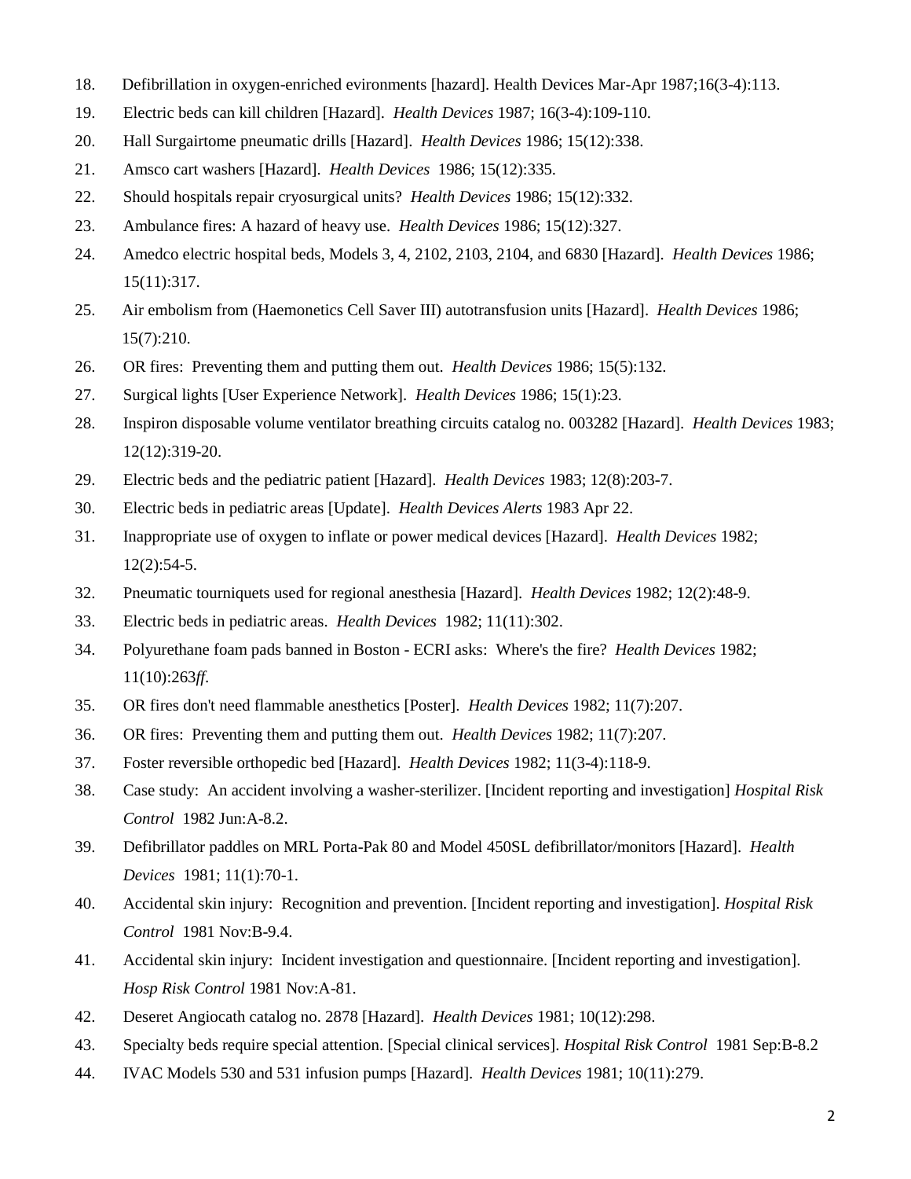18. Defibrillation in oxygen-enriched evironments [hazard]. Health Devices Mar-Apr 1987;16(3-4):113.
19. Electric beds can kill children [Hazard]. *Health Devices* 1987; 16(3-4):109-110.
20. Hall Surgairtome pneumatic drills [Hazard]. *Health Devices* 1986; 15(12):338.
21. Amsco cart washers [Hazard]. *Health Devices* 1986; 15(12):335.
22. Should hospitals repair cryosurgical units? *Health Devices* 1986; 15(12):332.
23. Ambulance fires: A hazard of heavy use. *Health Devices* 1986; 15(12):327.
24. Amedco electric hospital beds, Models 3, 4, 2102, 2103, 2104, and 6830 [Hazard]. *Health Devices* 1986; 15(11):317.
25. Air embolism from (Haemonetics Cell Saver III) autotransfusion units [Hazard]. *Health Devices* 1986; 15(7):210.
26. OR fires: Preventing them and putting them out. *Health Devices* 1986; 15(5):132.
27. Surgical lights [User Experience Network]. *Health Devices* 1986; 15(1):23.
28. Inspiron disposable volume ventilator breathing circuits catalog no. 003282 [Hazard]. *Health Devices* 1983; 12(12):319-20.
29. Electric beds and the pediatric patient [Hazard]. *Health Devices* 1983; 12(8):203-7.
30. Electric beds in pediatric areas [Update]. *Health Devices Alerts* 1983 Apr 22.
31. Inappropriate use of oxygen to inflate or power medical devices [Hazard]. *Health Devices* 1982; 12(2):54-5.
32. Pneumatic tourniquets used for regional anesthesia [Hazard]. *Health Devices* 1982; 12(2):48-9.
33. Electric beds in pediatric areas. *Health Devices* 1982; 11(11):302.
34. Polyurethane foam pads banned in Boston - ECRI asks: Where's the fire? *Health Devices* 1982; 11(10):263*ff*.
35. OR fires don't need flammable anesthetics [Poster]. *Health Devices* 1982; 11(7):207.
36. OR fires: Preventing them and putting them out. *Health Devices* 1982; 11(7):207.
37. Foster reversible orthopedic bed [Hazard]. *Health Devices* 1982; 11(3-4):118-9.
38. Case study: An accident involving a washer-sterilizer. [Incident reporting and investigation] *Hospital Risk Control* 1982 Jun:A-8.2.
39. Defibrillator paddles on MRL Porta-Pak 80 and Model 450SL defibrillator/monitors [Hazard]. *Health Devices* 1981; 11(1):70-1.
40. Accidental skin injury: Recognition and prevention. [Incident reporting and investigation]. *Hospital Risk Control* 1981 Nov:B-9.4.
41. Accidental skin injury: Incident investigation and questionnaire. [Incident reporting and investigation]. *Hosp Risk Control* 1981 Nov:A-81.
42. Deseret Angiocath catalog no. 2878 [Hazard]. *Health Devices* 1981; 10(12):298.
43. Specialty beds require special attention. [Special clinical services]. *Hospital Risk Control* 1981 Sep:B-8.2
44. IVAC Models 530 and 531 infusion pumps [Hazard]. *Health Devices* 1981; 10(11):279.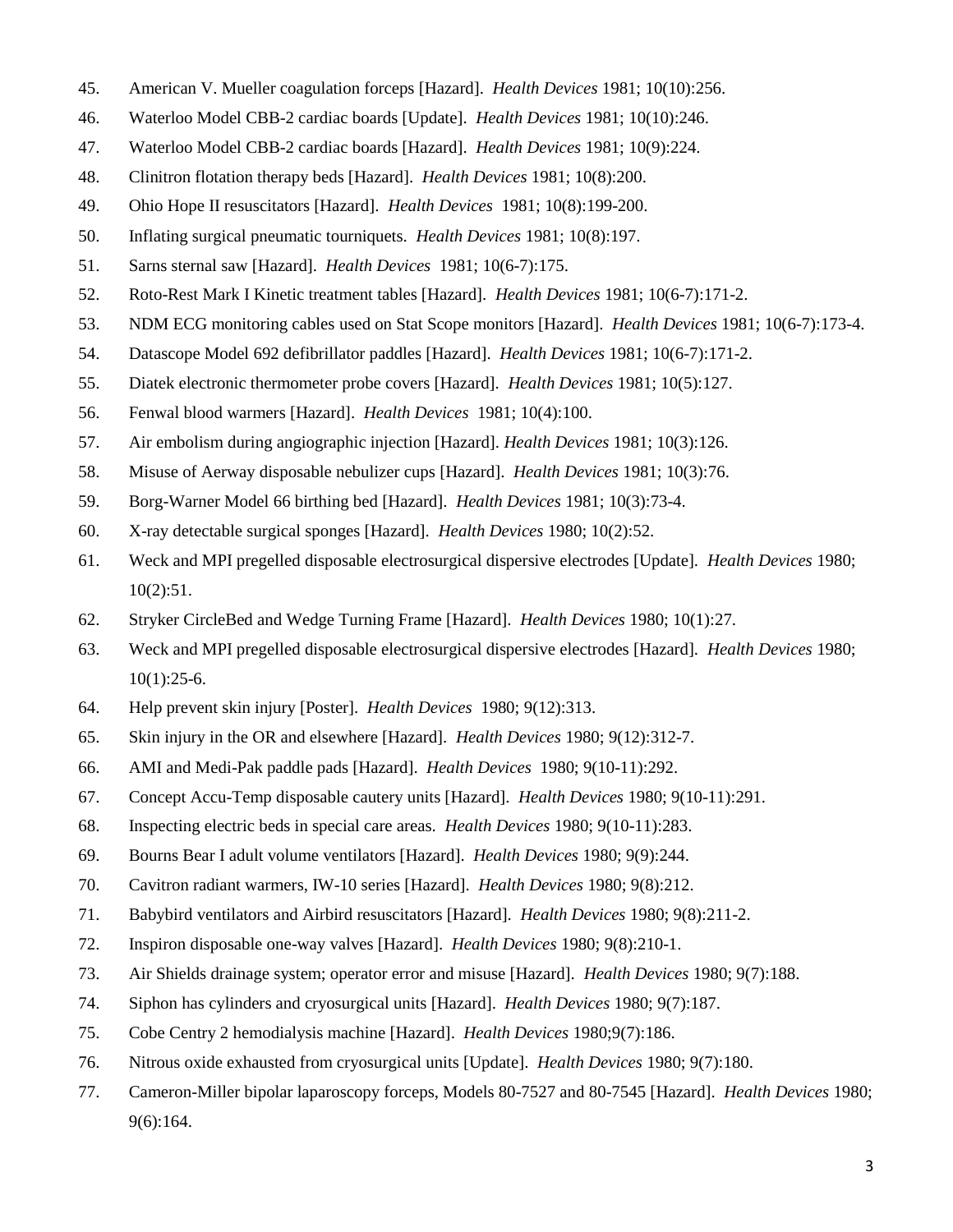45. American V. Mueller coagulation forceps [Hazard]. *Health Devices* 1981; 10(10):256.
46. Waterloo Model CBB-2 cardiac boards [Update]. *Health Devices* 1981; 10(10):246.
47. Waterloo Model CBB-2 cardiac boards [Hazard]. *Health Devices* 1981; 10(9):224.
48. Clinitron flotation therapy beds [Hazard]. *Health Devices* 1981; 10(8):200.
49. Ohio Hope II resuscitators [Hazard]. *Health Devices* 1981; 10(8):199-200.
50. Inflating surgical pneumatic tourniquets. *Health Devices* 1981; 10(8):197.
51. Sarns sternal saw [Hazard]. *Health Devices* 1981; 10(6-7):175.
52. Roto-Rest Mark I Kinetic treatment tables [Hazard]. *Health Devices* 1981; 10(6-7):171-2.
53. NDM ECG monitoring cables used on Stat Scope monitors [Hazard]. *Health Devices* 1981; 10(6-7):173-4.
54. Datascope Model 692 defibrillator paddles [Hazard]. *Health Devices* 1981; 10(6-7):171-2.
55. Diatek electronic thermometer probe covers [Hazard]. *Health Devices* 1981; 10(5):127.
56. Fenwal blood warmers [Hazard]. *Health Devices* 1981; 10(4):100.
57. Air embolism during angiographic injection [Hazard]. *Health Devices* 1981; 10(3):126.
58. Misuse of Aerway disposable nebulizer cups [Hazard]. *Health Devices* 1981; 10(3):76.
59. Borg-Warner Model 66 birthing bed [Hazard]. *Health Devices* 1981; 10(3):73-4.
60. X-ray detectable surgical sponges [Hazard]. *Health Devices* 1980; 10(2):52.
61. Weck and MPI pregelled disposable electrosurgical dispersive electrodes [Update]. *Health Devices* 1980; 10(2):51.
62. Stryker CircleBed and Wedge Turning Frame [Hazard]. *Health Devices* 1980; 10(1):27.
63. Weck and MPI pregelled disposable electrosurgical dispersive electrodes [Hazard]. *Health Devices* 1980; 10(1):25-6.
64. Help prevent skin injury [Poster]. *Health Devices* 1980; 9(12):313.
65. Skin injury in the OR and elsewhere [Hazard]. *Health Devices* 1980; 9(12):312-7.
66. AMI and Medi-Pak paddle pads [Hazard]. *Health Devices* 1980; 9(10-11):292.
67. Concept Accu-Temp disposable cautery units [Hazard]. *Health Devices* 1980; 9(10-11):291.
68. Inspecting electric beds in special care areas. *Health Devices* 1980; 9(10-11):283.
69. Bourns Bear I adult volume ventilators [Hazard]. *Health Devices* 1980; 9(9):244.
70. Cavitron radiant warmers, IW-10 series [Hazard]. *Health Devices* 1980; 9(8):212.
71. Babybird ventilators and Airbird resuscitators [Hazard]. *Health Devices* 1980; 9(8):211-2.
72. Inspiron disposable one-way valves [Hazard]. *Health Devices* 1980; 9(8):210-1.
73. Air Shields drainage system; operator error and misuse [Hazard]. *Health Devices* 1980; 9(7):188.
74. Siphon has cylinders and cryosurgical units [Hazard]. *Health Devices* 1980; 9(7):187.
75. Cobe Centry 2 hemodialysis machine [Hazard]. *Health Devices* 1980;9(7):186.
76. Nitrous oxide exhausted from cryosurgical units [Update]. *Health Devices* 1980; 9(7):180.
77. Cameron-Miller bipolar laparoscopy forceps, Models 80-7527 and 80-7545 [Hazard]. *Health Devices* 1980; 9(6):164.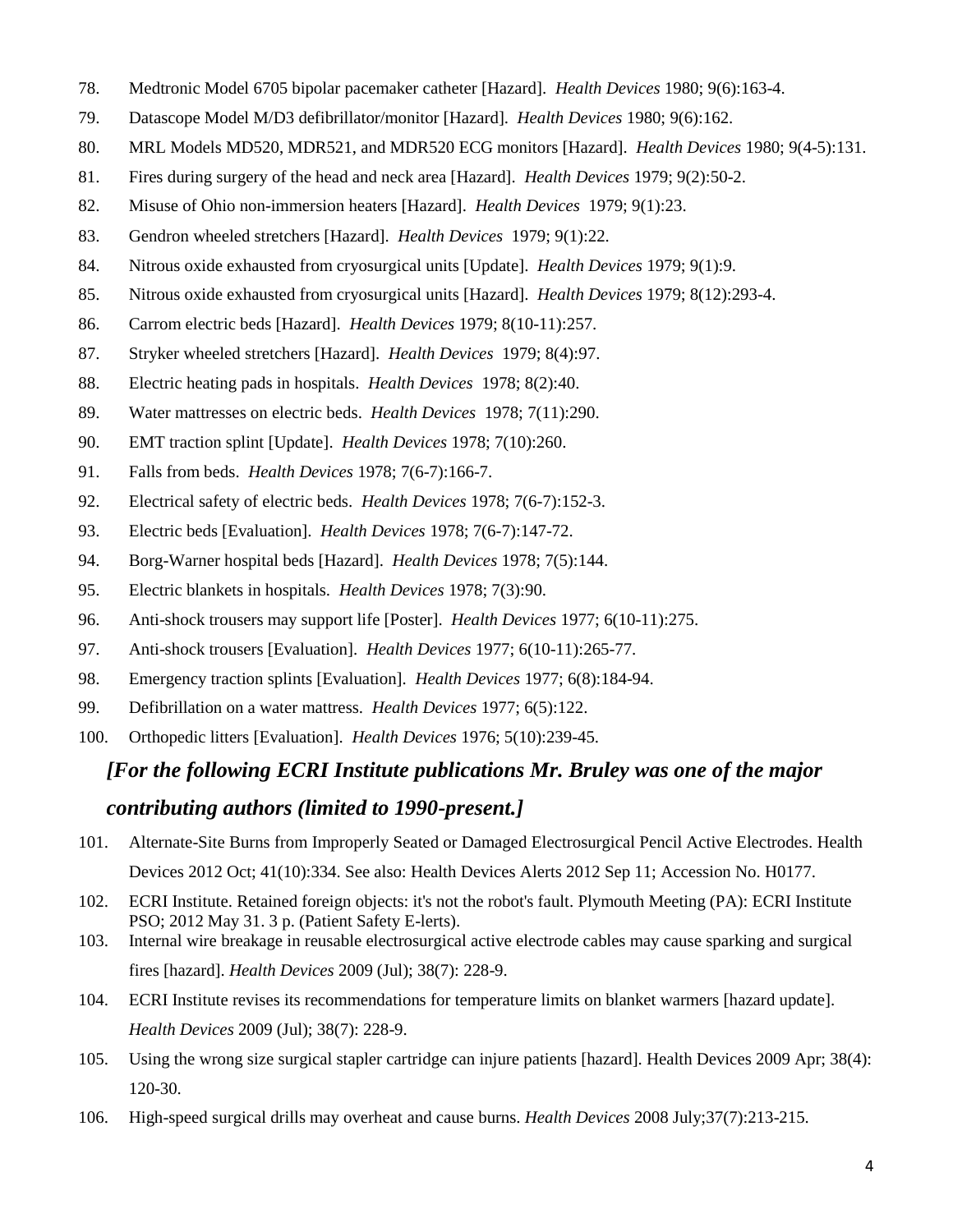78. Medtronic Model 6705 bipolar pacemaker catheter [Hazard]. *Health Devices* 1980; 9(6):163-4.
79. Datascope Model M/D3 defibrillator/monitor [Hazard]. *Health Devices* 1980; 9(6):162.
80. MRL Models MD520, MDR521, and MDR520 ECG monitors [Hazard]. *Health Devices* 1980; 9(4-5):131.
81. Fires during surgery of the head and neck area [Hazard]. *Health Devices* 1979; 9(2):50-2.
82. Misuse of Ohio non-immersion heaters [Hazard]. *Health Devices* 1979; 9(1):23.
83. Gendron wheeled stretchers [Hazard]. *Health Devices* 1979; 9(1):22.
84. Nitrous oxide exhausted from cryosurgical units [Update]. *Health Devices* 1979; 9(1):9.
85. Nitrous oxide exhausted from cryosurgical units [Hazard]. *Health Devices* 1979; 8(12):293-4.
86. Carrom electric beds [Hazard]. *Health Devices* 1979; 8(10-11):257.
87. Stryker wheeled stretchers [Hazard]. *Health Devices* 1979; 8(4):97.
88. Electric heating pads in hospitals. *Health Devices* 1978; 8(2):40.
89. Water mattresses on electric beds. *Health Devices* 1978; 7(11):290.
90. EMT traction splint [Update]. *Health Devices* 1978; 7(10):260.
91. Falls from beds. *Health Devices* 1978; 7(6-7):166-7.
92. Electrical safety of electric beds. *Health Devices* 1978; 7(6-7):152-3.
93. Electric beds [Evaluation]. *Health Devices* 1978; 7(6-7):147-72.
94. Borg-Warner hospital beds [Hazard]. *Health Devices* 1978; 7(5):144.
95. Electric blankets in hospitals. *Health Devices* 1978; 7(3):90.
96. Anti-shock trousers may support life [Poster]. *Health Devices* 1977; 6(10-11):275.
97. Anti-shock trousers [Evaluation]. *Health Devices* 1977; 6(10-11):265-77.
98. Emergency traction splints [Evaluation]. *Health Devices* 1977; 6(8):184-94.
99. Defibrillation on a water mattress. *Health Devices* 1977; 6(5):122.
100. Orthopedic litters [Evaluation]. *Health Devices* 1976; 5(10):239-45.

***[For the following ECRI Institute publications Mr. Bruley was one of the major contributing authors (limited to 1990-present.]***

101. Alternate-Site Burns from Improperly Seated or Damaged Electrosurgical Pencil Active Electrodes. Health Devices 2012 Oct; 41(10):334. See also: Health Devices Alerts 2012 Sep 11; Accession No. H0177.
102. ECRI Institute. Retained foreign objects: it's not the robot's fault. Plymouth Meeting (PA): ECRI Institute PSO; 2012 May 31. 3 p. (Patient Safety E-lerts).
103. Internal wire breakage in reusable electrosurgical active electrode cables may cause sparking and surgical fires [hazard]. *Health Devices* 2009 (Jul); 38(7): 228-9.
104. ECRI Institute revises its recommendations for temperature limits on blanket warmers [hazard update]. *Health Devices* 2009 (Jul); 38(7): 228-9.
105. Using the wrong size surgical stapler cartridge can injure patients [hazard]. Health Devices 2009 Apr; 38(4): 120-30.
106. High-speed surgical drills may overheat and cause burns. *Health Devices* 2008 July;37(7):213-215.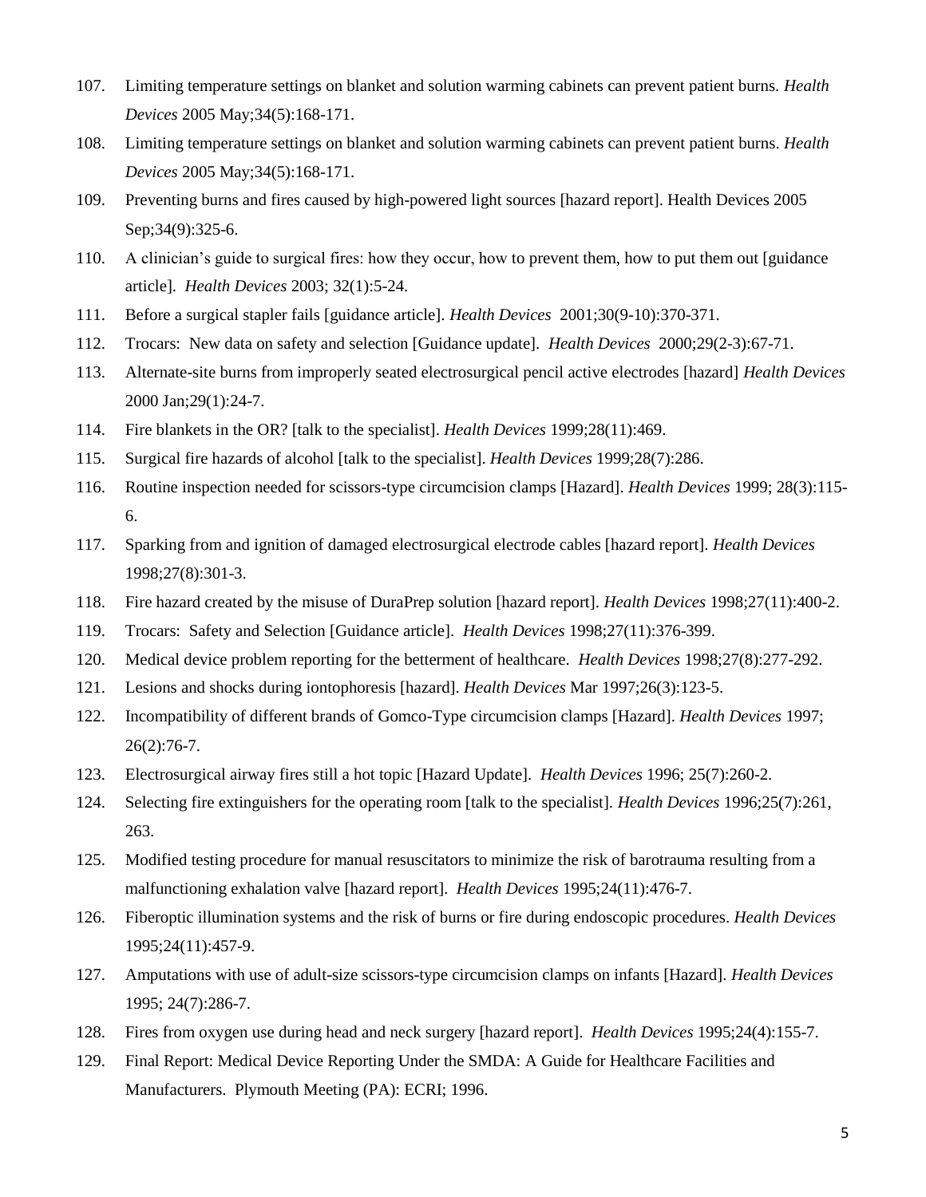107. Limiting temperature settings on blanket and solution warming cabinets can prevent patient burns. *Health Devices* 2005 May;34(5):168-171.
108. Limiting temperature settings on blanket and solution warming cabinets can prevent patient burns. *Health Devices* 2005 May;34(5):168-171.
109. Preventing burns and fires caused by high-powered light sources [hazard report]. Health Devices 2005 Sep;34(9):325-6.
110. A clinician's guide to surgical fires: how they occur, how to prevent them, how to put them out [guidance article]. *Health Devices* 2003; 32(1):5-24.
111. Before a surgical stapler fails [guidance article]. *Health Devices* 2001;30(9-10):370-371.
112. Trocars: New data on safety and selection [Guidance update]. *Health Devices* 2000;29(2-3):67-71.
113. Alternate-site burns from improperly seated electrosurgical pencil active electrodes [hazard] *Health Devices* 2000 Jan;29(1):24-7.
114. Fire blankets in the OR? [talk to the specialist]. *Health Devices* 1999;28(11):469.
115. Surgical fire hazards of alcohol [talk to the specialist]. *Health Devices* 1999;28(7):286.
116. Routine inspection needed for scissors-type circumcision clamps [Hazard]. *Health Devices* 1999; 28(3):115-6.
117. Sparking from and ignition of damaged electrosurgical electrode cables [hazard report]. *Health Devices* 1998;27(8):301-3.
118. Fire hazard created by the misuse of DuraPrep solution [hazard report]. *Health Devices* 1998;27(11):400-2.
119. Trocars: Safety and Selection [Guidance article]. *Health Devices* 1998;27(11):376-399.
120. Medical device problem reporting for the betterment of healthcare. *Health Devices* 1998;27(8):277-292.
121. Lesions and shocks during iontophoresis [hazard]. *Health Devices* Mar 1997;26(3):123-5.
122. Incompatibility of different brands of Gomco-Type circumcision clamps [Hazard]. *Health Devices* 1997; 26(2):76-7.
123. Electrosurgical airway fires still a hot topic [Hazard Update]. *Health Devices* 1996; 25(7):260-2.
124. Selecting fire extinguishers for the operating room [talk to the specialist]. *Health Devices* 1996;25(7):261, 263.
125. Modified testing procedure for manual resuscitators to minimize the risk of barotrauma resulting from a malfunctioning exhalation valve [hazard report]. *Health Devices* 1995;24(11):476-7.
126. Fiberoptic illumination systems and the risk of burns or fire during endoscopic procedures. *Health Devices* 1995;24(11):457-9.
127. Amputations with use of adult-size scissors-type circumcision clamps on infants [Hazard]. *Health Devices* 1995; 24(7):286-7.
128. Fires from oxygen use during head and neck surgery [hazard report]. *Health Devices* 1995;24(4):155-7.
129. Final Report: Medical Device Reporting Under the SMDA: A Guide for Healthcare Facilities and Manufacturers. Plymouth Meeting (PA): ECRI; 1996.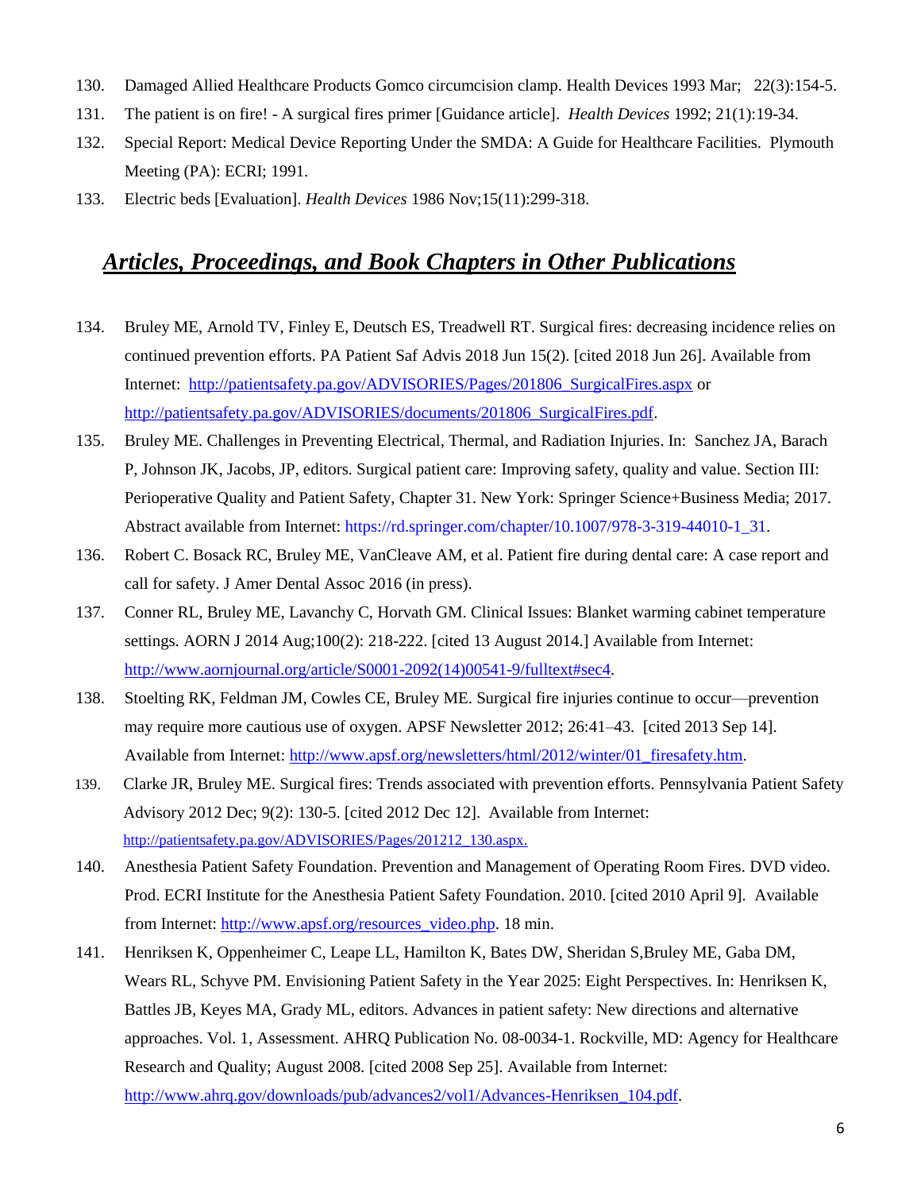130. Damaged Allied Healthcare Products Gomco circumcision clamp. Health Devices 1993 Mar; 22(3):154-5.
131. The patient is on fire! - A surgical fires primer [Guidance article]. *Health Devices* 1992; 21(1):19-34.
132. Special Report: Medical Device Reporting Under the SMDA: A Guide for Healthcare Facilities. Plymouth Meeting (PA): ECRI; 1991.
133. Electric beds [Evaluation]. *Health Devices* 1986 Nov;15(11):299-318.

## ***Articles, Proceedings, and Book Chapters in Other Publications***

134. Bruley ME, Arnold TV, Finley E, Deutsch ES, Treadwell RT. Surgical fires: decreasing incidence relies on continued prevention efforts. PA Patient Saf Advis 2018 Jun 15(2). [cited 2018 Jun 26]. Available from Internet: http://patientsafety.pa.gov/ADVISORIES/Pages/201806_SurgicalFires.aspx or http://patientsafety.pa.gov/ADVISORIES/documents/201806_SurgicalFires.pdf.
135. Bruley ME. Challenges in Preventing Electrical, Thermal, and Radiation Injuries. In: Sanchez JA, Barach P, Johnson JK, Jacobs, JP, editors. Surgical patient care: Improving safety, quality and value. Section III: Perioperative Quality and Patient Safety, Chapter 31. New York: Springer Science+Business Media; 2017. Abstract available from Internet: https://rd.springer.com/chapter/10.1007/978-3-319-44010-1_31.
136. Robert C. Bosack RC, Bruley ME, VanCleave AM, et al. Patient fire during dental care: A case report and call for safety. J Amer Dental Assoc 2016 (in press).
137. Conner RL, Bruley ME, Lavanchy C, Horvath GM. Clinical Issues: Blanket warming cabinet temperature settings. AORN J 2014 Aug;100(2): 218-222. [cited 13 August 2014.] Available from Internet: http://www.aornjournal.org/article/S0001-2092(14)00541-9/fulltext#sec4.
138. Stoelting RK, Feldman JM, Cowles CE, Bruley ME. Surgical fire injuries continue to occur—prevention may require more cautious use of oxygen. APSF Newsletter 2012; 26:41–43. [cited 2013 Sep 14]. Available from Internet: http://www.apsf.org/newsletters/html/2012/winter/01_firesafety.htm.
139. Clarke JR, Bruley ME. Surgical fires: Trends associated with prevention efforts. Pennsylvania Patient Safety Advisory 2012 Dec; 9(2): 130-5. [cited 2012 Dec 12]. Available from Internet: http://patientsafety.pa.gov/ADVISORIES/Pages/201212_130.aspx.
140. Anesthesia Patient Safety Foundation. Prevention and Management of Operating Room Fires. DVD video. Prod. ECRI Institute for the Anesthesia Patient Safety Foundation. 2010. [cited 2010 April 9]. Available from Internet: http://www.apsf.org/resources_video.php. 18 min.
141. Henriksen K, Oppenheimer C, Leape LL, Hamilton K, Bates DW, Sheridan S,Bruley ME, Gaba DM, Wears RL, Schyve PM. Envisioning Patient Safety in the Year 2025: Eight Perspectives. In: Henriksen K, Battles JB, Keyes MA, Grady ML, editors. Advances in patient safety: New directions and alternative approaches. Vol. 1, Assessment. AHRQ Publication No. 08-0034-1. Rockville, MD: Agency for Healthcare Research and Quality; August 2008. [cited 2008 Sep 25]. Available from Internet: http://www.ahrq.gov/downloads/pub/advances2/vol1/Advances-Henriksen_104.pdf.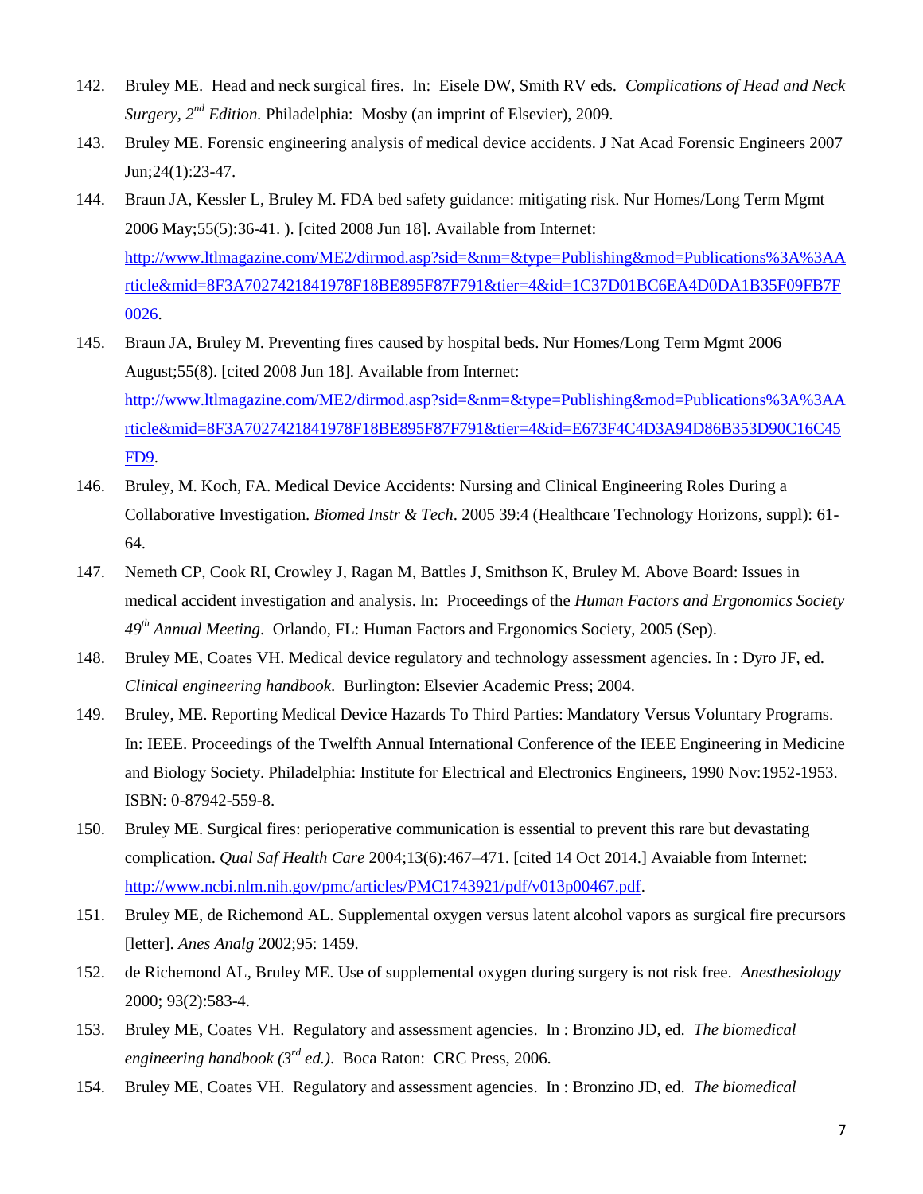142. Bruley ME. Head and neck surgical fires. In: Eisele DW, Smith RV eds. *Complications of Head and Neck Surgery, 2nd Edition.* Philadelphia: Mosby (an imprint of Elsevier), 2009.

143. Bruley ME. Forensic engineering analysis of medical device accidents. J Nat Acad Forensic Engineers 2007 Jun;24(1):23-47.

144. Braun JA, Kessler L, Bruley M. FDA bed safety guidance: mitigating risk. Nur Homes/Long Term Mgmt 2006 May;55(5):36-41. ). [cited 2008 Jun 18]. Available from Internet: http://www.ltlmagazine.com/ME2/dirmod.asp?sid=&nm=&type=Publishing&mod=Publications%3A%3AArticle&mid=8F3A7027421841978F18BE895F87F791&tier=4&id=1C37D01BC6EA4D0DA1B35F09FB7F0026.

145. Braun JA, Bruley M. Preventing fires caused by hospital beds. Nur Homes/Long Term Mgmt 2006 August;55(8). [cited 2008 Jun 18]. Available from Internet: http://www.ltlmagazine.com/ME2/dirmod.asp?sid=&nm=&type=Publishing&mod=Publications%3A%3AArticle&mid=8F3A7027421841978F18BE895F87F791&tier=4&id=E673F4C4D3A94D86B353D90C16C45FD9.

146. Bruley, M. Koch, FA. Medical Device Accidents: Nursing and Clinical Engineering Roles During a Collaborative Investigation. *Biomed Instr & Tech*. 2005 39:4 (Healthcare Technology Horizons, suppl): 61-64.

147. Nemeth CP, Cook RI, Crowley J, Ragan M, Battles J, Smithson K, Bruley M. Above Board: Issues in medical accident investigation and analysis. In: Proceedings of the *Human Factors and Ergonomics Society 49th Annual Meeting*. Orlando, FL: Human Factors and Ergonomics Society, 2005 (Sep).

148. Bruley ME, Coates VH. Medical device regulatory and technology assessment agencies. In : Dyro JF, ed. *Clinical engineering handbook*. Burlington: Elsevier Academic Press; 2004.

149. Bruley, ME. Reporting Medical Device Hazards To Third Parties: Mandatory Versus Voluntary Programs. In: IEEE. Proceedings of the Twelfth Annual International Conference of the IEEE Engineering in Medicine and Biology Society. Philadelphia: Institute for Electrical and Electronics Engineers, 1990 Nov:1952-1953. ISBN: 0-87942-559-8.

150. Bruley ME. Surgical fires: perioperative communication is essential to prevent this rare but devastating complication. *Qual Saf Health Care* 2004;13(6):467–471. [cited 14 Oct 2014.] Avaiable from Internet: http://www.ncbi.nlm.nih.gov/pmc/articles/PMC1743921/pdf/v013p00467.pdf.

151. Bruley ME, de Richemond AL. Supplemental oxygen versus latent alcohol vapors as surgical fire precursors [letter]. *Anes Analg* 2002;95: 1459.

152. de Richemond AL, Bruley ME. Use of supplemental oxygen during surgery is not risk free. *Anesthesiology* 2000; 93(2):583-4.

153. Bruley ME, Coates VH. Regulatory and assessment agencies. In : Bronzino JD, ed. *The biomedical engineering handbook (3rd ed.)*. Boca Raton: CRC Press, 2006.

154. Bruley ME, Coates VH. Regulatory and assessment agencies. In : Bronzino JD, ed. *The biomedical*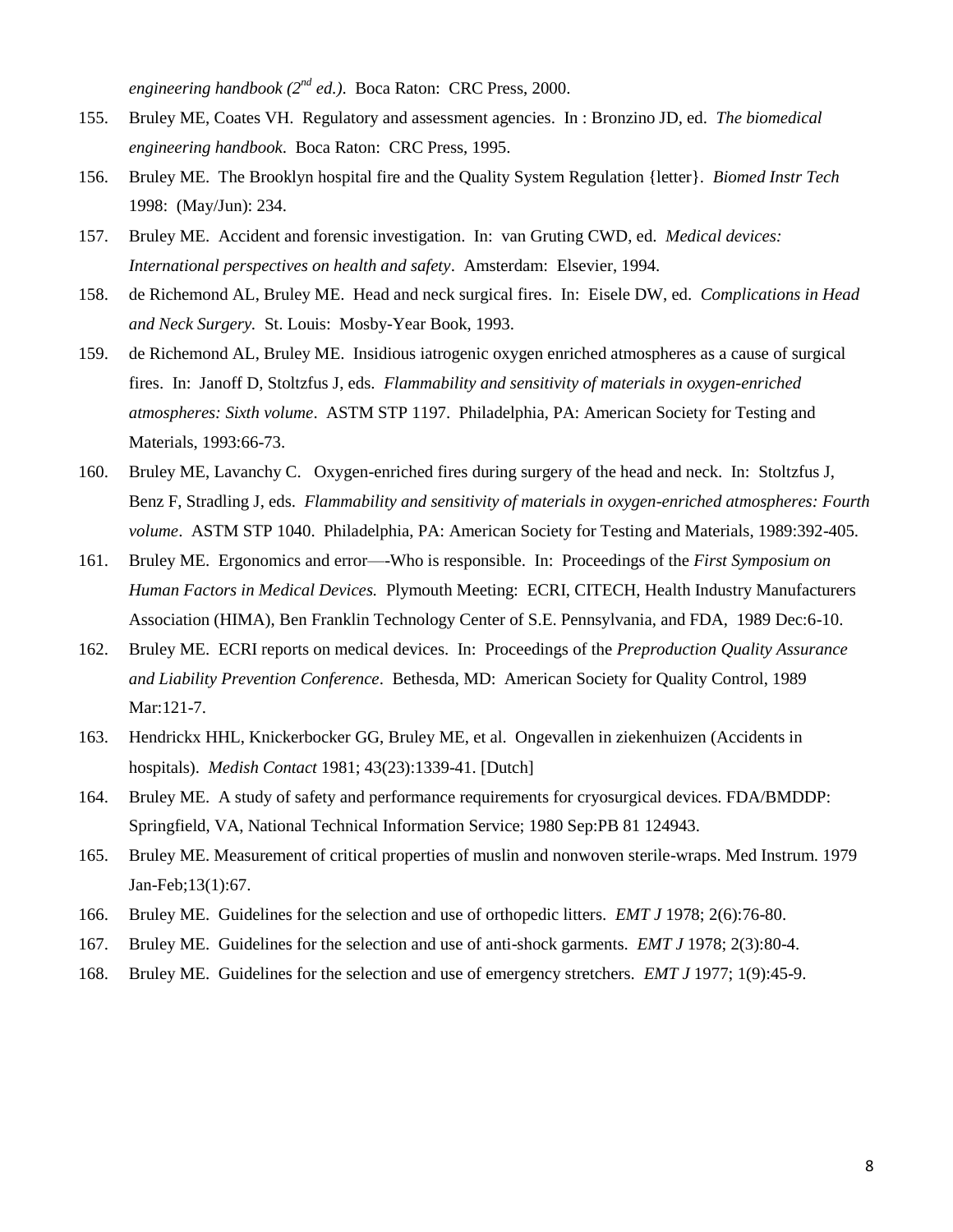*engineering handbook ($2^{nd}$ ed.)*. Boca Raton: CRC Press, 2000.

155. Bruley ME, Coates VH. Regulatory and assessment agencies. In : Bronzino JD, ed. *The biomedical engineering handbook*. Boca Raton: CRC Press, 1995.
156. Bruley ME. The Brooklyn hospital fire and the Quality System Regulation {letter}. *Biomed Instr Tech* 1998: (May/Jun): 234.
157. Bruley ME. Accident and forensic investigation. In: van Gruting CWD, ed. *Medical devices: International perspectives on health and safety*. Amsterdam: Elsevier, 1994.
158. de Richemond AL, Bruley ME. Head and neck surgical fires. In: Eisele DW, ed. *Complications in Head and Neck Surgery.* St. Louis: Mosby-Year Book, 1993.
159. de Richemond AL, Bruley ME. Insidious iatrogenic oxygen enriched atmospheres as a cause of surgical fires. In: Janoff D, Stoltzfus J, eds. *Flammability and sensitivity of materials in oxygen-enriched atmospheres: Sixth volume*. ASTM STP 1197. Philadelphia, PA: American Society for Testing and Materials, 1993:66-73.
160. Bruley ME, Lavanchy C. Oxygen-enriched fires during surgery of the head and neck. In: Stoltzfus J, Benz F, Stradling J, eds. *Flammability and sensitivity of materials in oxygen-enriched atmospheres: Fourth volume*. ASTM STP 1040. Philadelphia, PA: American Society for Testing and Materials, 1989:392-405.
161. Bruley ME. Ergonomics and error—-Who is responsible. In: Proceedings of the *First Symposium on Human Factors in Medical Devices.* Plymouth Meeting: ECRI, CITECH, Health Industry Manufacturers Association (HIMA), Ben Franklin Technology Center of S.E. Pennsylvania, and FDA, 1989 Dec:6-10.
162. Bruley ME. ECRI reports on medical devices. In: Proceedings of the *Preproduction Quality Assurance and Liability Prevention Conference*. Bethesda, MD: American Society for Quality Control, 1989 Mar:121-7.
163. Hendrickx HHL, Knickerbocker GG, Bruley ME, et al. Ongevallen in ziekenhuizen (Accidents in hospitals). *Medish Contact* 1981; 43(23):1339-41. [Dutch]
164. Bruley ME. A study of safety and performance requirements for cryosurgical devices. FDA/BMDDP: Springfield, VA, National Technical Information Service; 1980 Sep:PB 81 124943.
165. Bruley ME. Measurement of critical properties of muslin and nonwoven sterile-wraps. Med Instrum. 1979 Jan-Feb;13(1):67.
166. Bruley ME. Guidelines for the selection and use of orthopedic litters. *EMT J* 1978; 2(6):76-80.
167. Bruley ME. Guidelines for the selection and use of anti-shock garments. *EMT J* 1978; 2(3):80-4.
168. Bruley ME. Guidelines for the selection and use of emergency stretchers. *EMT J* 1977; 1(9):45-9.